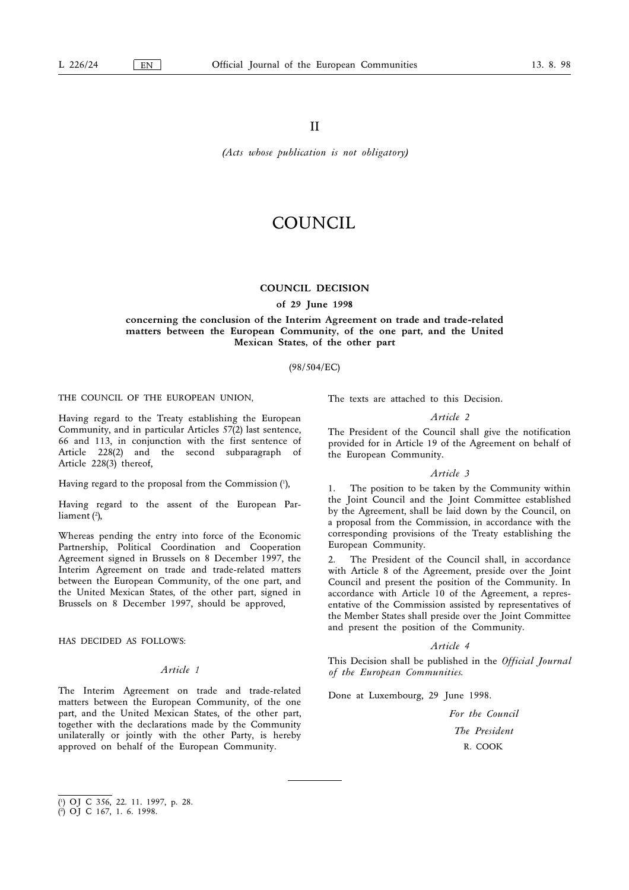II

*(Acts whose publication is not obligatory)*

# COUNCIL

## COUNCIL DECISION

### of 29 June 1998

### concerning the conclusion of the Interim Agreement on trade and trade-related matters between the European Community, of the one part, and the United Mexican States, of the other part

(98/504/EC)

THE COUNCIL OF THE EUROPEAN UNION,

Having regard to the Treaty establishing the European Community, and in particular Articles 57(2) last sentence, 66 and 113, in conjunction with the first sentence of Article 228(2) and the second subparagraph of Article 228(3) thereof,

Having regard to the proposal from the Commission [1],

Having regard to the assent of the European Parliament [2],

Whereas pending the entry into force of the Economic Partnership, Political Coordination and Cooperation Agreement signed in Brussels on 8 December 1997, the Interim Agreement on trade and trade-related matters between the European Community, of the one part, and the United Mexican States, of the other part, signed in Brussels on 8 December 1997, should be approved,

HAS DECIDED AS FOLLOWS:

*Article 1*

The Interim Agreement on trade and trade-related matters between the European Community, of the one part, and the United Mexican States, of the other part, together with the declarations made by the Community unilaterally or jointly with the other Party, is hereby approved on behalf of the European Community.

The texts are attached to this Decision.

*Article 2*

The President of the Council shall give the notification provided for in Article 19 of the Agreement on behalf of the European Community.

*Article 3*

1. The position to be taken by the Community within the Joint Council and the Joint Committee established by the Agreement, shall be laid down by the Council, on a proposal from the Commission, in accordance with the corresponding provisions of the Treaty establishing the European Community.

2. The President of the Council shall, in accordance with Article 8 of the Agreement, preside over the Joint Council and present the position of the Community. In accordance with Article 10 of the Agreement, a representative of the Commission assisted by representatives of the Member States shall preside over the Joint Committee and present the position of the Community.

*Article 4*

This Decision shall be published in the *Official Journal of the European Communities*.

Done at Luxembourg, 29 June 1998.

*For the Council*

*The President*

R. COOK

---

[1] OJ C 356, 22. 11. 1997, p. 28.

[2] OJ C 167, 1. 6. 1998.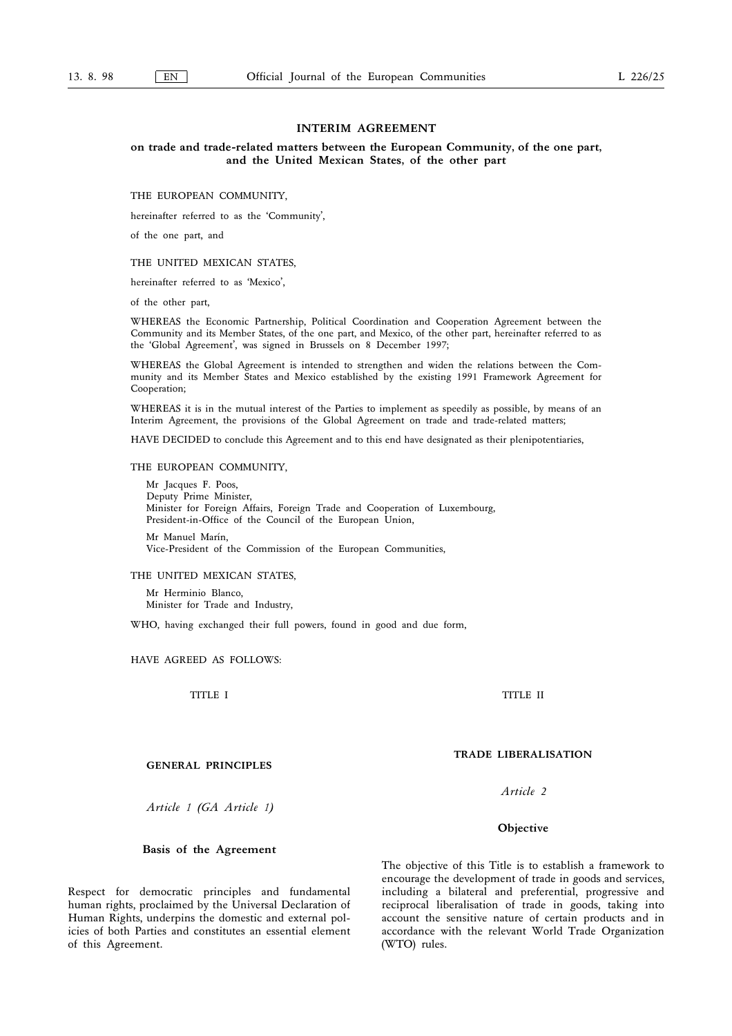# INTERIM AGREEMENT

## on trade and trade-related matters between the European Community, of the one part, and the United Mexican States, of the other part

THE EUROPEAN COMMUNITY,

hereinafter referred to as the 'Community',

of the one part, and

THE UNITED MEXICAN STATES,

hereinafter referred to as 'Mexico',

of the other part,

WHEREAS the Economic Partnership, Political Coordination and Cooperation Agreement between the Community and its Member States, of the one part, and Mexico, of the other part, hereinafter referred to as the 'Global Agreement', was signed in Brussels on 8 December 1997;

WHEREAS the Global Agreement is intended to strengthen and widen the relations between the Community and its Member States and Mexico established by the existing 1991 Framework Agreement for Cooperation;

WHEREAS it is in the mutual interest of the Parties to implement as speedily as possible, by means of an Interim Agreement, the provisions of the Global Agreement on trade and trade-related matters;

HAVE DECIDED to conclude this Agreement and to this end have designated as their plenipotentiaries,

THE EUROPEAN COMMUNITY,

Mr Jacques F. Poos,
Deputy Prime Minister,
Minister for Foreign Affairs, Foreign Trade and Cooperation of Luxembourg,
President-in-Office of the Council of the European Union,

Mr Manuel Marín,
Vice-President of the Commission of the European Communities,

THE UNITED MEXICAN STATES,

Mr Herminio Blanco,
Minister for Trade and Industry,

WHO, having exchanged their full powers, found in good and due form,

HAVE AGREED AS FOLLOWS:

TITLE I

### GENERAL PRINCIPLES

*Article 1 (GA Article 1)*

#### Basis of the Agreement

Respect for democratic principles and fundamental human rights, proclaimed by the Universal Declaration of Human Rights, underpins the domestic and external policies of both Parties and constitutes an essential element of this Agreement.

TITLE II

### TRADE LIBERALISATION

*Article 2*

#### Objective

The objective of this Title is to establish a framework to encourage the development of trade in goods and services, including a bilateral and preferential, progressive and reciprocal liberalisation of trade in goods, taking into account the sensitive nature of certain products and in accordance with the relevant World Trade Organization (WTO) rules.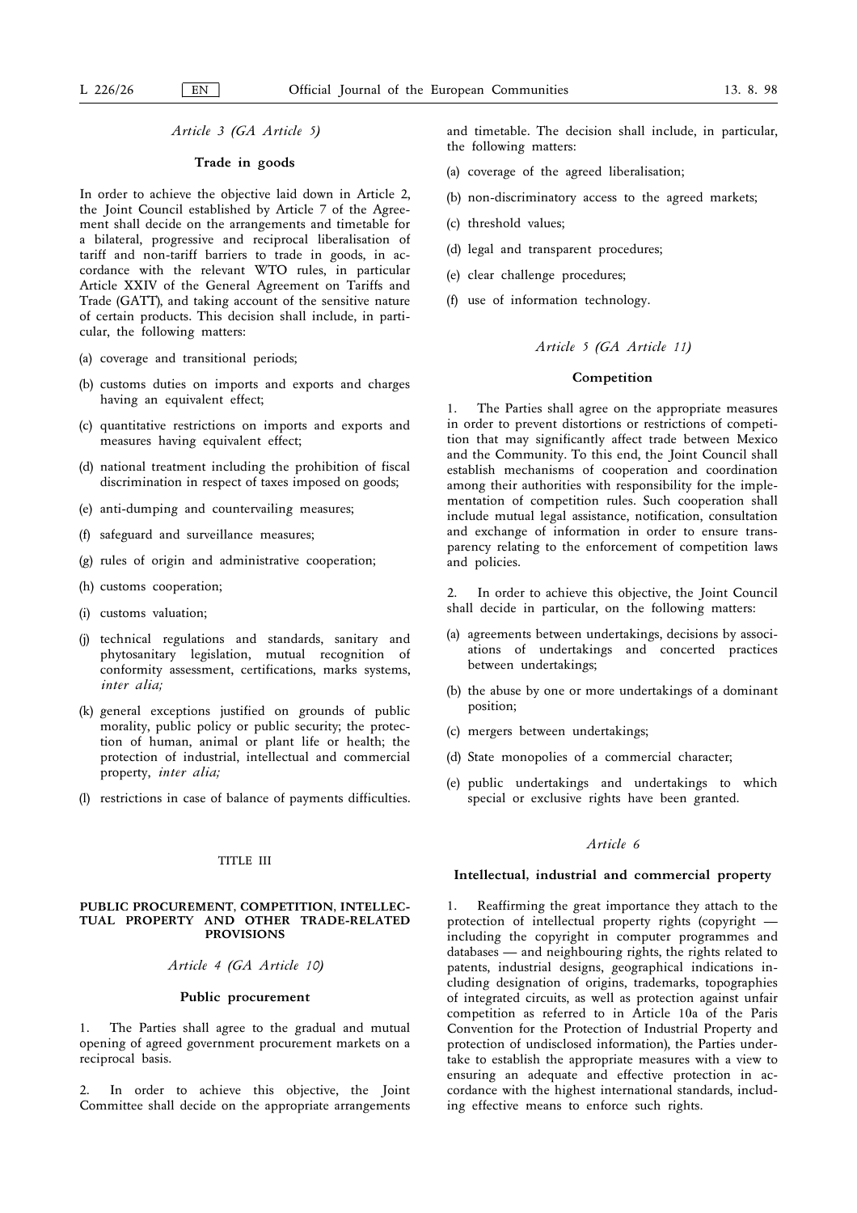*Article 3 (GA Article 5)*

**Trade in goods**

In order to achieve the objective laid down in Article 2, the Joint Council established by Article 7 of the Agreement shall decide on the arrangements and timetable for a bilateral, progressive and reciprocal liberalisation of tariff and non-tariff barriers to trade in goods, in accordance with the relevant WTO rules, in particular Article XXIV of the General Agreement on Tariffs and Trade (GATT), and taking account of the sensitive nature of certain products. This decision shall include, in particular, the following matters:

(a) coverage and transitional periods;

(b) customs duties on imports and exports and charges having an equivalent effect;

(c) quantitative restrictions on imports and exports and measures having equivalent effect;

(d) national treatment including the prohibition of fiscal discrimination in respect of taxes imposed on goods;

(e) anti-dumping and countervailing measures;

(f) safeguard and surveillance measures;

(g) rules of origin and administrative cooperation;

(h) customs cooperation;

(i) customs valuation;

(j) technical regulations and standards, sanitary and phytosanitary legislation, mutual recognition of conformity assessment, certifications, marks systems, *inter alia;*

(k) general exceptions justified on grounds of public morality, public policy or public security; the protection of human, animal or plant life or health; the protection of industrial, intellectual and commercial property, *inter alia;*

(l) restrictions in case of balance of payments difficulties.

TITLE III

**PUBLIC PROCUREMENT, COMPETITION, INTELLECTUAL PROPERTY AND OTHER TRADE-RELATED PROVISIONS**

*Article 4 (GA Article 10)*

**Public procurement**

1. The Parties shall agree to the gradual and mutual opening of agreed government procurement markets on a reciprocal basis.

2. In order to achieve this objective, the Joint Committee shall decide on the appropriate arrangements and timetable. The decision shall include, in particular, the following matters:

(a) coverage of the agreed liberalisation;

(b) non-discriminatory access to the agreed markets;

(c) threshold values;

(d) legal and transparent procedures;

(e) clear challenge procedures;

(f) use of information technology.

*Article 5 (GA Article 11)*

**Competition**

1. The Parties shall agree on the appropriate measures in order to prevent distortions or restrictions of competition that may significantly affect trade between Mexico and the Community. To this end, the Joint Council shall establish mechanisms of cooperation and coordination among their authorities with responsibility for the implementation of competition rules. Such cooperation shall include mutual legal assistance, notification, consultation and exchange of information in order to ensure transparency relating to the enforcement of competition laws and policies.

2. In order to achieve this objective, the Joint Council shall decide in particular, on the following matters:

(a) agreements between undertakings, decisions by associations of undertakings and concerted practices between undertakings;

(b) the abuse by one or more undertakings of a dominant position;

(c) mergers between undertakings;

(d) State monopolies of a commercial character;

(e) public undertakings and undertakings to which special or exclusive rights have been granted.

*Article 6*

**Intellectual, industrial and commercial property**

1. Reaffirming the great importance they attach to the protection of intellectual property rights (copyright — including the copyright in computer programmes and databases — and neighbouring rights, the rights related to patents, industrial designs, geographical indications including designation of origins, trademarks, topographies of integrated circuits, as well as protection against unfair competition as referred to in Article 10a of the Paris Convention for the Protection of Industrial Property and protection of undisclosed information), the Parties undertake to establish the appropriate measures with a view to ensuring an adequate and effective protection in accordance with the highest international standards, including effective means to enforce such rights.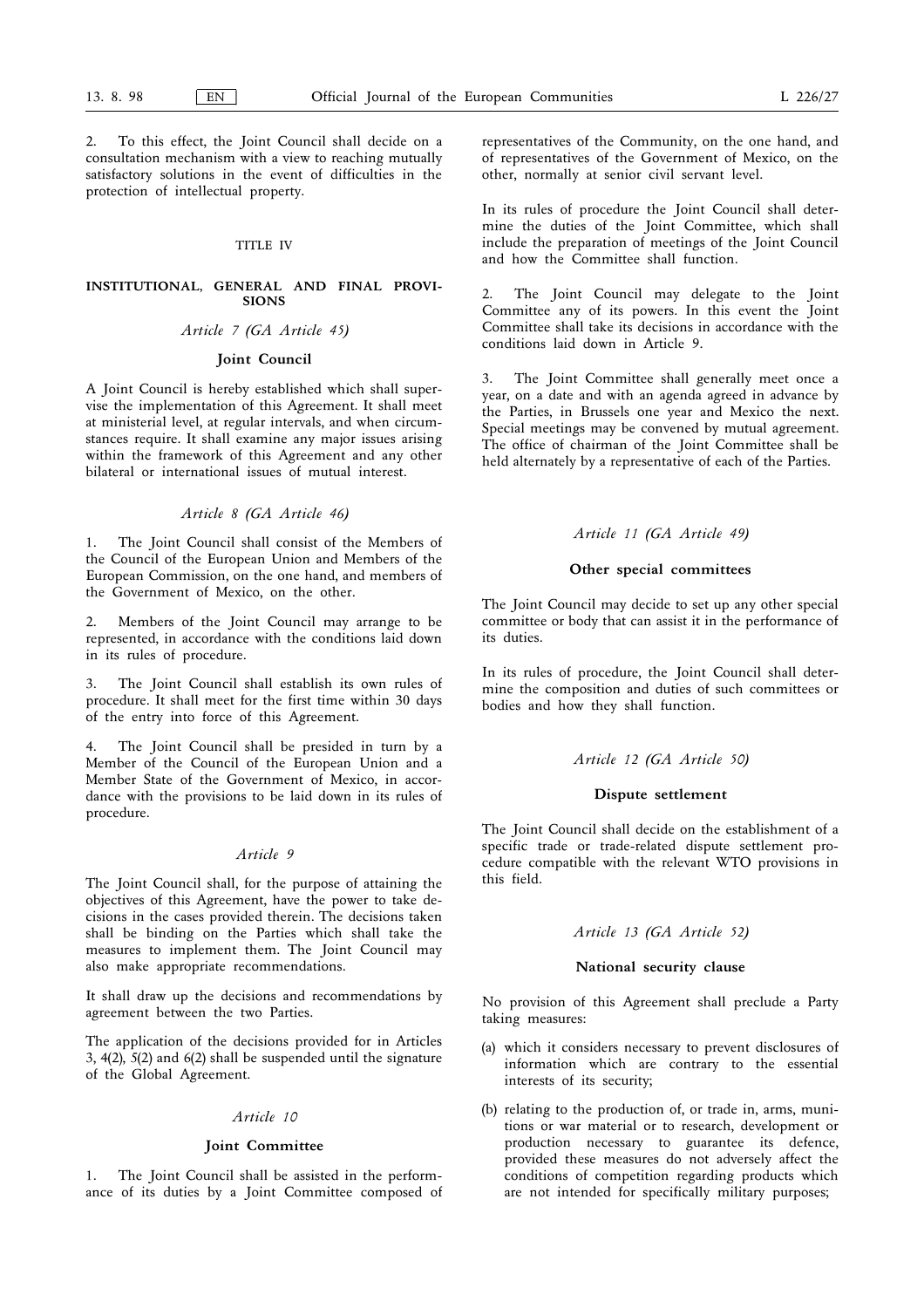2. To this effect, the Joint Council shall decide on a consultation mechanism with a view to reaching mutually satisfactory solutions in the event of difficulties in the protection of intellectual property.

## TITLE IV

## INSTITUTIONAL, GENERAL AND FINAL PROVISIONS

### *Article 7 (GA Article 45)*

### Joint Council

A Joint Council is hereby established which shall supervise the implementation of this Agreement. It shall meet at ministerial level, at regular intervals, and when circumstances require. It shall examine any major issues arising within the framework of this Agreement and any other bilateral or international issues of mutual interest.

### *Article 8 (GA Article 46)*

1. The Joint Council shall consist of the Members of the Council of the European Union and Members of the European Commission, on the one hand, and members of the Government of Mexico, on the other.

2. Members of the Joint Council may arrange to be represented, in accordance with the conditions laid down in its rules of procedure.

3. The Joint Council shall establish its own rules of procedure. It shall meet for the first time within 30 days of the entry into force of this Agreement.

4. The Joint Council shall be presided in turn by a Member of the Council of the European Union and a Member State of the Government of Mexico, in accordance with the provisions to be laid down in its rules of procedure.

### *Article 9*

The Joint Council shall, for the purpose of attaining the objectives of this Agreement, have the power to take decisions in the cases provided therein. The decisions taken shall be binding on the Parties which shall take the measures to implement them. The Joint Council may also make appropriate recommendations.

It shall draw up the decisions and recommendations by agreement between the two Parties.

The application of the decisions provided for in Articles 3, 4(2), 5(2) and 6(2) shall be suspended until the signature of the Global Agreement.

### *Article 10*

### Joint Committee

1. The Joint Council shall be assisted in the performance of its duties by a Joint Committee composed of representatives of the Community, on the one hand, and of representatives of the Government of Mexico, on the other, normally at senior civil servant level.

In its rules of procedure the Joint Council shall determine the duties of the Joint Committee, which shall include the preparation of meetings of the Joint Council and how the Committee shall function.

2. The Joint Council may delegate to the Joint Committee any of its powers. In this event the Joint Committee shall take its decisions in accordance with the conditions laid down in Article 9.

3. The Joint Committee shall generally meet once a year, on a date and with an agenda agreed in advance by the Parties, in Brussels one year and Mexico the next. Special meetings may be convened by mutual agreement. The office of chairman of the Joint Committee shall be held alternately by a representative of each of the Parties.

### *Article 11 (GA Article 49)*

### Other special committees

The Joint Council may decide to set up any other special committee or body that can assist it in the performance of its duties.

In its rules of procedure, the Joint Council shall determine the composition and duties of such committees or bodies and how they shall function.

### *Article 12 (GA Article 50)*

### Dispute settlement

The Joint Council shall decide on the establishment of a specific trade or trade-related dispute settlement procedure compatible with the relevant WTO provisions in this field.

### *Article 13 (GA Article 52)*

### National security clause

No provision of this Agreement shall preclude a Party taking measures:

(a) which it considers necessary to prevent disclosures of information which are contrary to the essential interests of its security;

(b) relating to the production of, or trade in, arms, munitions or war material or to research, development or production necessary to guarantee its defence, provided these measures do not adversely affect the conditions of competition regarding products which are not intended for specifically military purposes;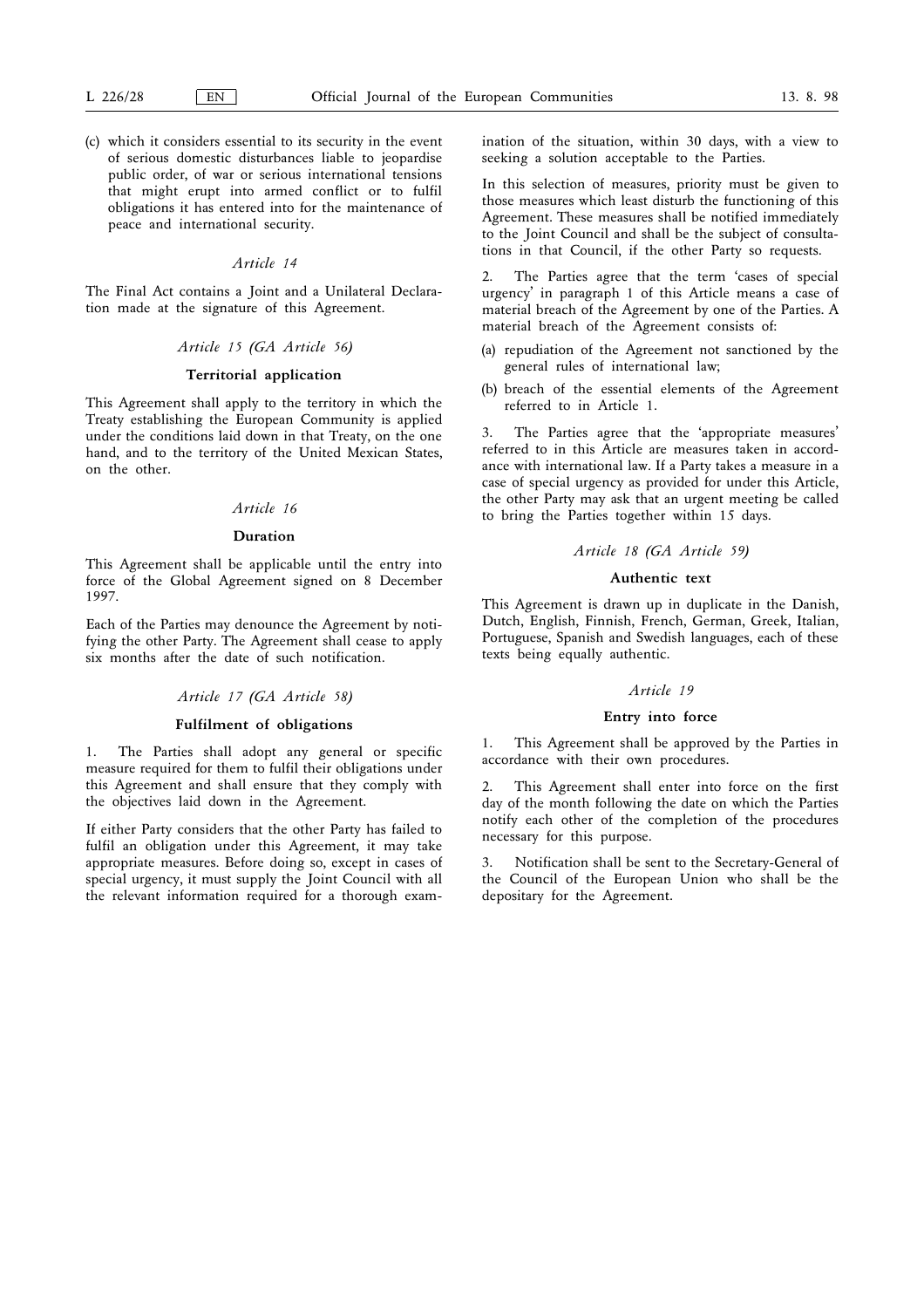(c) which it considers essential to its security in the event of serious domestic disturbances liable to jeopardise public order, of war or serious international tensions that might erupt into armed conflict or to fulfil obligations it has entered into for the maintenance of peace and international security.

*Article 14*

The Final Act contains a Joint and a Unilateral Declaration made at the signature of this Agreement.

*Article 15 (GA Article 56)*

**Territorial application**

This Agreement shall apply to the territory in which the Treaty establishing the European Community is applied under the conditions laid down in that Treaty, on the one hand, and to the territory of the United Mexican States, on the other.

*Article 16*

**Duration**

This Agreement shall be applicable until the entry into force of the Global Agreement signed on 8 December 1997.

Each of the Parties may denounce the Agreement by notifying the other Party. The Agreement shall cease to apply six months after the date of such notification.

*Article 17 (GA Article 58)*

**Fulfilment of obligations**

1. The Parties shall adopt any general or specific measure required for them to fulfil their obligations under this Agreement and shall ensure that they comply with the objectives laid down in the Agreement.

If either Party considers that the other Party has failed to fulfil an obligation under this Agreement, it may take appropriate measures. Before doing so, except in cases of special urgency, it must supply the Joint Council with all the relevant information required for a thorough examination of the situation, within 30 days, with a view to seeking a solution acceptable to the Parties.

In this selection of measures, priority must be given to those measures which least disturb the functioning of this Agreement. These measures shall be notified immediately to the Joint Council and shall be the subject of consultations in that Council, if the other Party so requests.

2. The Parties agree that the term 'cases of special urgency' in paragraph 1 of this Article means a case of material breach of the Agreement by one of the Parties. A material breach of the Agreement consists of:

(a) repudiation of the Agreement not sanctioned by the general rules of international law;

(b) breach of the essential elements of the Agreement referred to in Article 1.

3. The Parties agree that the 'appropriate measures' referred to in this Article are measures taken in accordance with international law. If a Party takes a measure in a case of special urgency as provided for under this Article, the other Party may ask that an urgent meeting be called to bring the Parties together within 15 days.

*Article 18 (GA Article 59)*

**Authentic text**

This Agreement is drawn up in duplicate in the Danish, Dutch, English, Finnish, French, German, Greek, Italian, Portuguese, Spanish and Swedish languages, each of these texts being equally authentic.

*Article 19*

**Entry into force**

1. This Agreement shall be approved by the Parties in accordance with their own procedures.

2. This Agreement shall enter into force on the first day of the month following the date on which the Parties notify each other of the completion of the procedures necessary for this purpose.

3. Notification shall be sent to the Secretary-General of the Council of the European Union who shall be the depositary for the Agreement.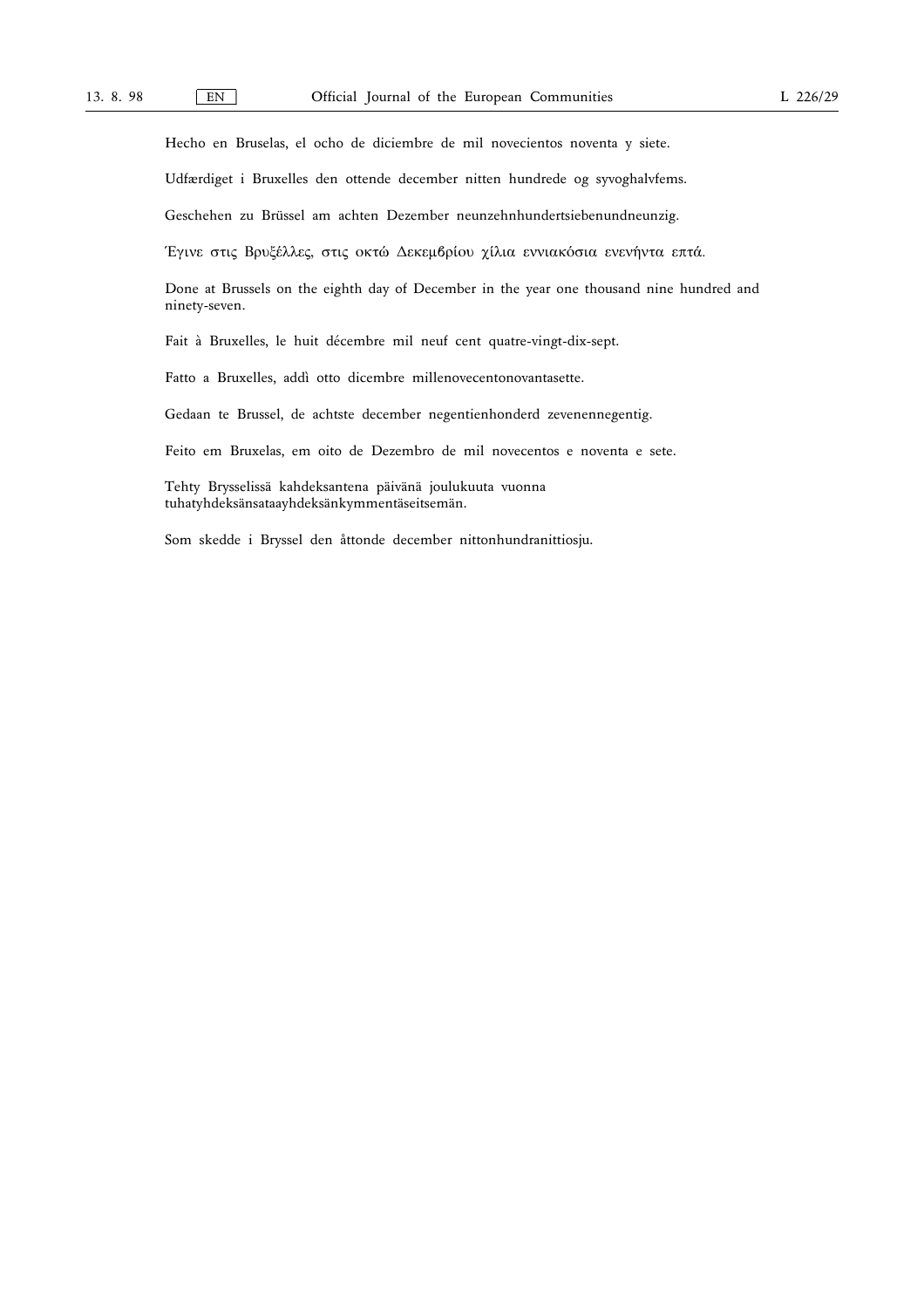Hecho en Bruselas, el ocho de diciembre de mil novecientos noventa y siete.

Udfærdiget i Bruxelles den ottende december nitten hundrede og syvoghalvfems.

Geschehen zu Brüssel am achten Dezember neunzehnhundertsiebenundneunzig.

Έγινε στις Βρυξέλλες, στις οκτώ Δεκεμβρίου χίλια εννιακόσια ενενήντα επτά.

Done at Brussels on the eighth day of December in the year one thousand nine hundred and ninety-seven.

Fait à Bruxelles, le huit décembre mil neuf cent quatre-vingt-dix-sept.

Fatto a Bruxelles, addì otto dicembre millenovecentonovantasette.

Gedaan te Brussel, de achtste december negentienhonderd zevenennegentig.

Feito em Bruxelas, em oito de Dezembro de mil novecentos e noventa e sete.

Tehty Brysselissä kahdeksantena päivänä joulukuuta vuonna tuhatyhdeksänsataayhdeksänkymmentäseitsemän.

Som skedde i Bryssel den åttonde december nittonhundranittiosju.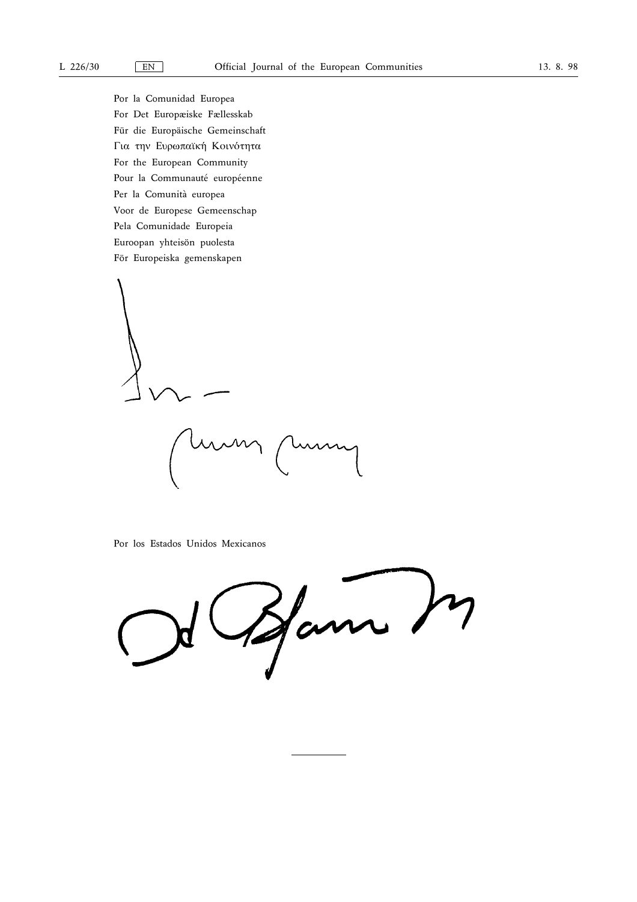Por la Comunidad Europea

For Det Europæiske Fællesskab

Für die Europäische Gemeinschaft

Για την Ευρωπαϊκή Κοινότητα

For the European Community

Pour la Communauté européenne

Per la Comunità europea

Voor de Europese Gemeenschap

Pela Comunidade Europeia

Euroopan yhteisön puolesta

För Europeiska gemenskapen

Por los Estados Unidos Mexicanos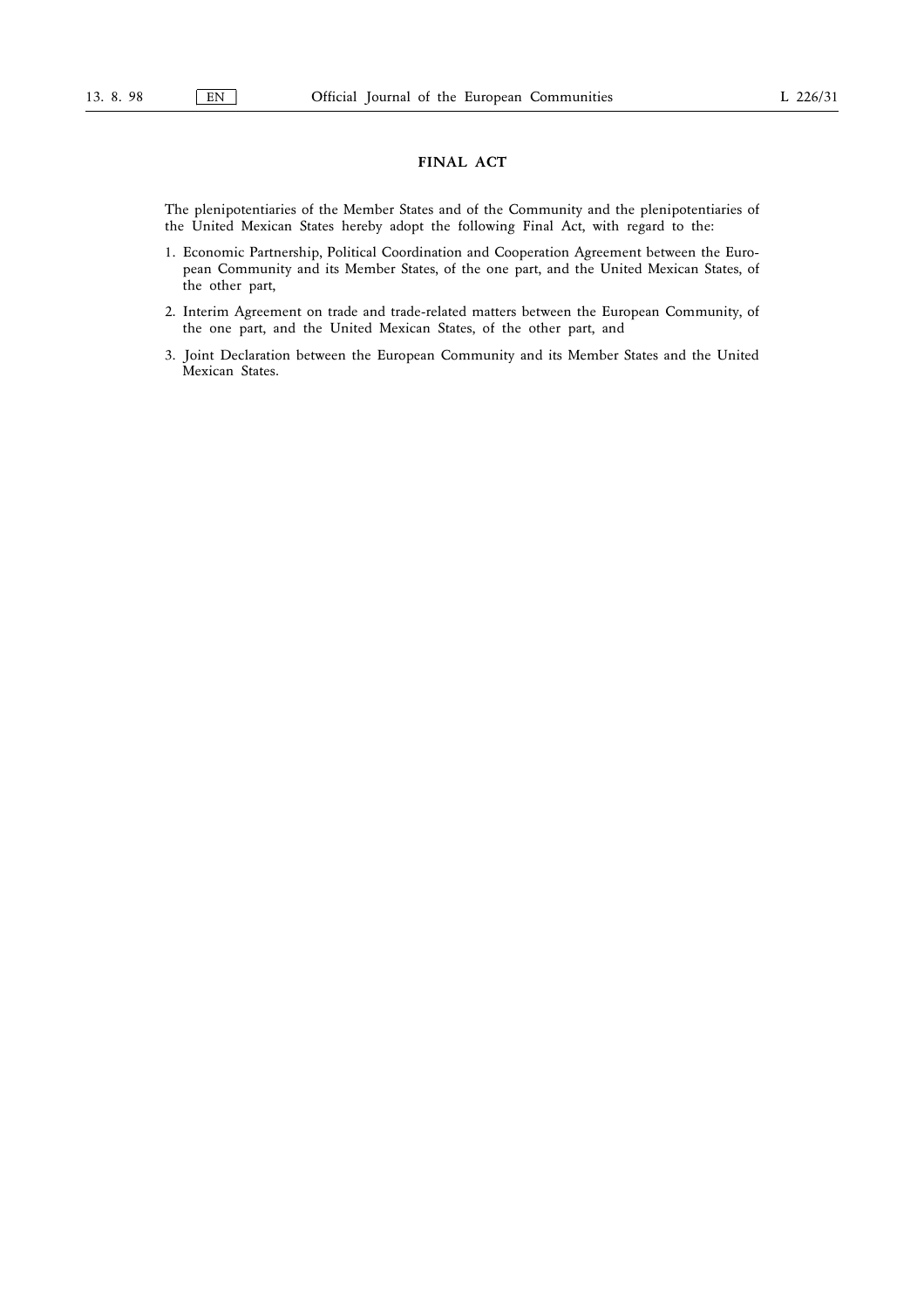# FINAL ACT

The plenipotentiaries of the Member States and of the Community and the plenipotentiaries of the United Mexican States hereby adopt the following Final Act, with regard to the:

1. Economic Partnership, Political Coordination and Cooperation Agreement between the European Community and its Member States, of the one part, and the United Mexican States, of the other part,

2. Interim Agreement on trade and trade-related matters between the European Community, of the one part, and the United Mexican States, of the other part, and

3. Joint Declaration between the European Community and its Member States and the United Mexican States.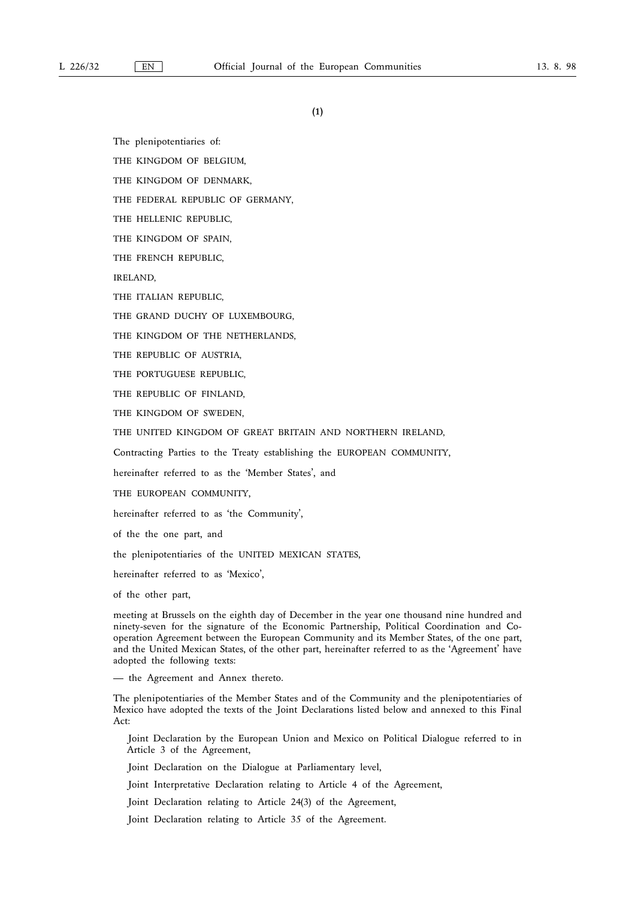(1)

The plenipotentiaries of:

THE KINGDOM OF BELGIUM,

THE KINGDOM OF DENMARK,

THE FEDERAL REPUBLIC OF GERMANY,

THE HELLENIC REPUBLIC,

THE KINGDOM OF SPAIN,

THE FRENCH REPUBLIC,

IRELAND,

THE ITALIAN REPUBLIC,

THE GRAND DUCHY OF LUXEMBOURG,

THE KINGDOM OF THE NETHERLANDS,

THE REPUBLIC OF AUSTRIA,

THE PORTUGUESE REPUBLIC,

THE REPUBLIC OF FINLAND,

THE KINGDOM OF SWEDEN,

THE UNITED KINGDOM OF GREAT BRITAIN AND NORTHERN IRELAND,

Contracting Parties to the Treaty establishing the EUROPEAN COMMUNITY,

hereinafter referred to as the 'Member States', and

THE EUROPEAN COMMUNITY,

hereinafter referred to as 'the Community',

of the the one part, and

the plenipotentiaries of the UNITED MEXICAN STATES,

hereinafter referred to as 'Mexico',

of the other part,

meeting at Brussels on the eighth day of December in the year one thousand nine hundred and ninety-seven for the signature of the Economic Partnership, Political Coordination and Co-operation Agreement between the European Community and its Member States, of the one part, and the United Mexican States, of the other part, hereinafter referred to as the 'Agreement' have adopted the following texts:

— the Agreement and Annex thereto.

The plenipotentiaries of the Member States and of the Community and the plenipotentiaries of Mexico have adopted the texts of the Joint Declarations listed below and annexed to this Final Act:

Joint Declaration by the European Union and Mexico on Political Dialogue referred to in Article 3 of the Agreement,

Joint Declaration on the Dialogue at Parliamentary level,

Joint Interpretative Declaration relating to Article 4 of the Agreement,

Joint Declaration relating to Article 24(3) of the Agreement,

Joint Declaration relating to Article 35 of the Agreement.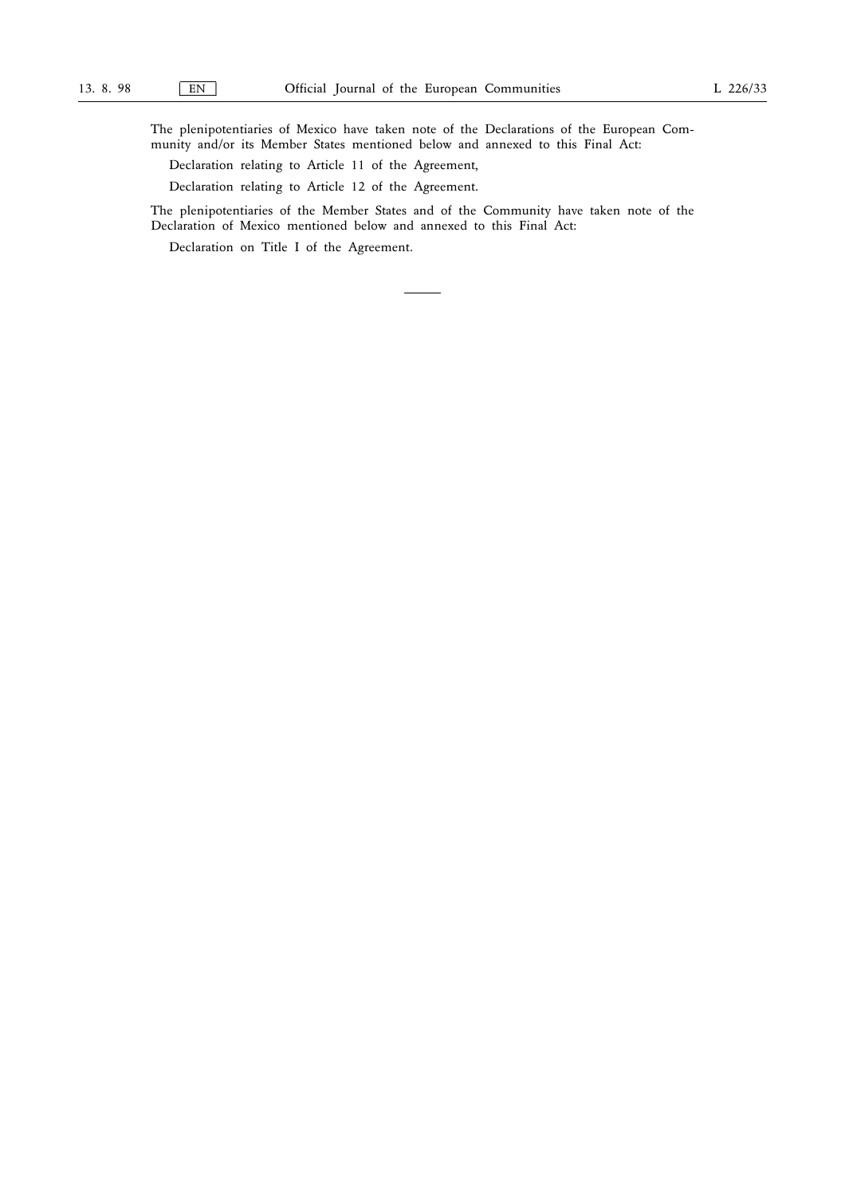The plenipotentiaries of Mexico have taken note of the Declarations of the European Community and/or its Member States mentioned below and annexed to this Final Act:

Declaration relating to Article 11 of the Agreement,

Declaration relating to Article 12 of the Agreement.

The plenipotentiaries of the Member States and of the Community have taken note of the Declaration of Mexico mentioned below and annexed to this Final Act:

Declaration on Title I of the Agreement.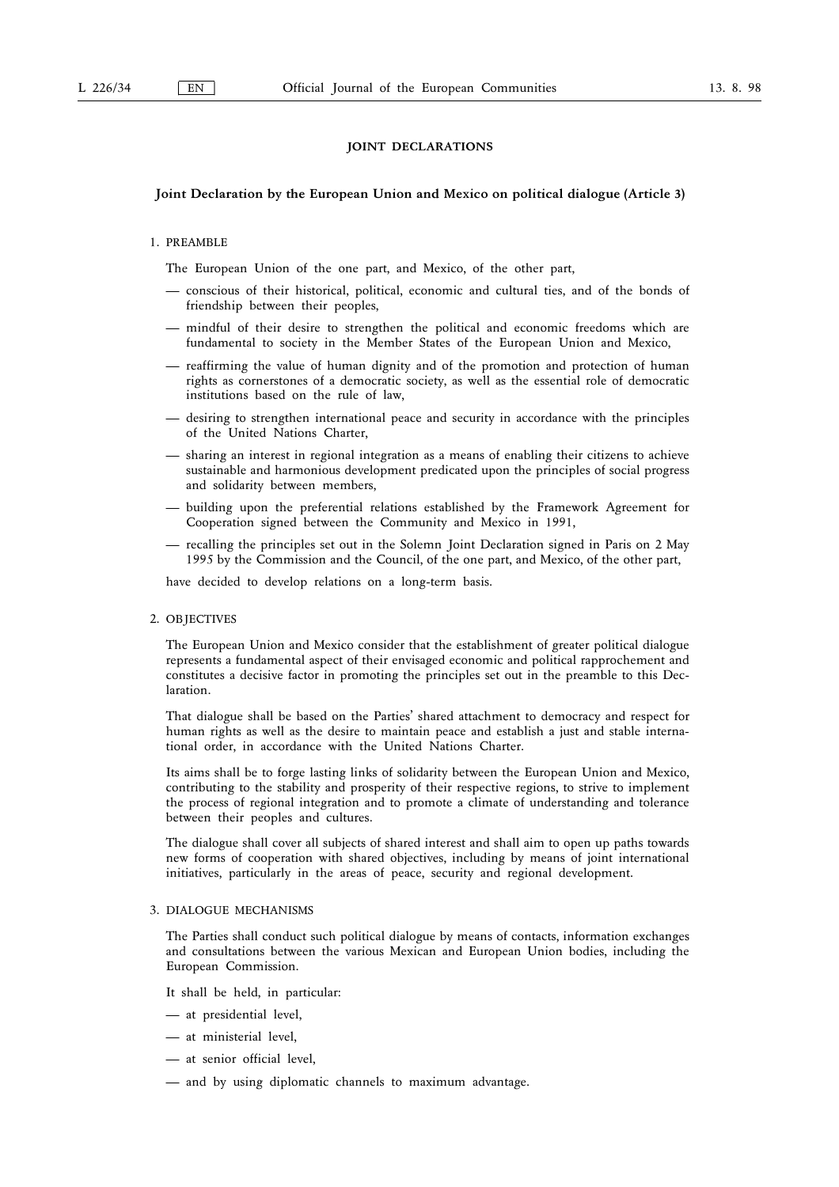## JOINT DECLARATIONS

### Joint Declaration by the European Union and Mexico on political dialogue (Article 3)

1. PREAMBLE

The European Union of the one part, and Mexico, of the other part,

— conscious of their historical, political, economic and cultural ties, and of the bonds of friendship between their peoples,

— mindful of their desire to strengthen the political and economic freedoms which are fundamental to society in the Member States of the European Union and Mexico,

— reaffirming the value of human dignity and of the promotion and protection of human rights as cornerstones of a democratic society, as well as the essential role of democratic institutions based on the rule of law,

— desiring to strengthen international peace and security in accordance with the principles of the United Nations Charter,

— sharing an interest in regional integration as a means of enabling their citizens to achieve sustainable and harmonious development predicated upon the principles of social progress and solidarity between members,

— building upon the preferential relations established by the Framework Agreement for Cooperation signed between the Community and Mexico in 1991,

— recalling the principles set out in the Solemn Joint Declaration signed in Paris on 2 May 1995 by the Commission and the Council, of the one part, and Mexico, of the other part,

have decided to develop relations on a long-term basis.

2. OBJECTIVES

The European Union and Mexico consider that the establishment of greater political dialogue represents a fundamental aspect of their envisaged economic and political rapprochement and constitutes a decisive factor in promoting the principles set out in the preamble to this Declaration.

That dialogue shall be based on the Parties' shared attachment to democracy and respect for human rights as well as the desire to maintain peace and establish a just and stable international order, in accordance with the United Nations Charter.

Its aims shall be to forge lasting links of solidarity between the European Union and Mexico, contributing to the stability and prosperity of their respective regions, to strive to implement the process of regional integration and to promote a climate of understanding and tolerance between their peoples and cultures.

The dialogue shall cover all subjects of shared interest and shall aim to open up paths towards new forms of cooperation with shared objectives, including by means of joint international initiatives, particularly in the areas of peace, security and regional development.

3. DIALOGUE MECHANISMS

The Parties shall conduct such political dialogue by means of contacts, information exchanges and consultations between the various Mexican and European Union bodies, including the European Commission.

It shall be held, in particular:

— at presidential level,

— at ministerial level,

— at senior official level,

— and by using diplomatic channels to maximum advantage.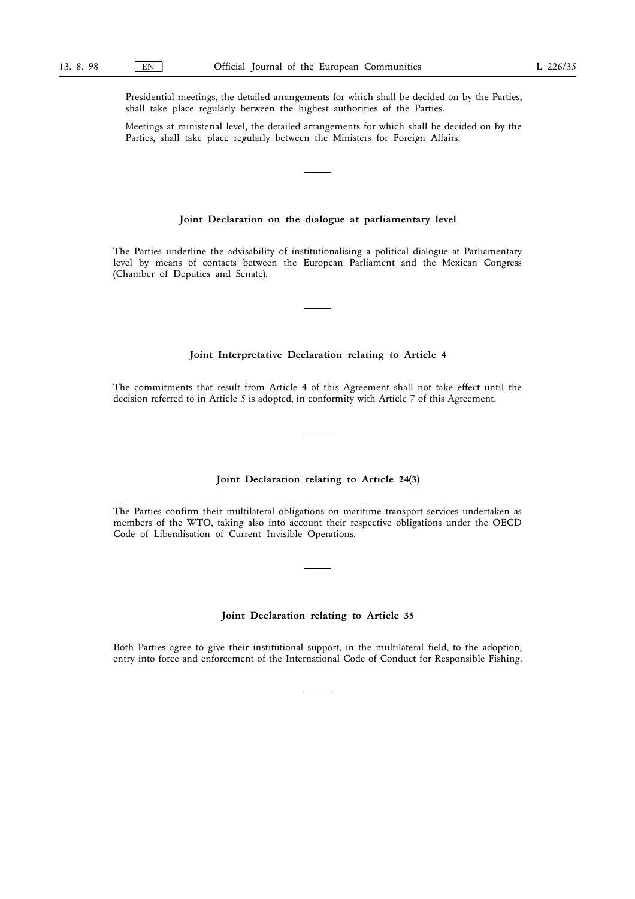Presidential meetings, the detailed arrangements for which shall be decided on by the Parties, shall take place regularly between the highest authorities of the Parties.

Meetings at ministerial level, the detailed arrangements for which shall be decided on by the Parties, shall take place regularly between the Ministers for Foreign Affairs.

---

## Joint Declaration on the dialogue at parliamentary level

The Parties underline the advisability of institutionalising a political dialogue at Parliamentary level by means of contacts between the European Parliament and the Mexican Congress (Chamber of Deputies and Senate).

---

## Joint Interpretative Declaration relating to Article 4

The commitments that result from Article 4 of this Agreement shall not take effect until the decision referred to in Article 5 is adopted, in conformity with Article 7 of this Agreement.

---

## Joint Declaration relating to Article 24(3)

The Parties confirm their multilateral obligations on maritime transport services undertaken as members of the WTO, taking also into account their respective obligations under the OECD Code of Liberalisation of Current Invisible Operations.

---

## Joint Declaration relating to Article 35

Both Parties agree to give their institutional support, in the multilateral field, to the adoption, entry into force and enforcement of the International Code of Conduct for Responsible Fishing.

---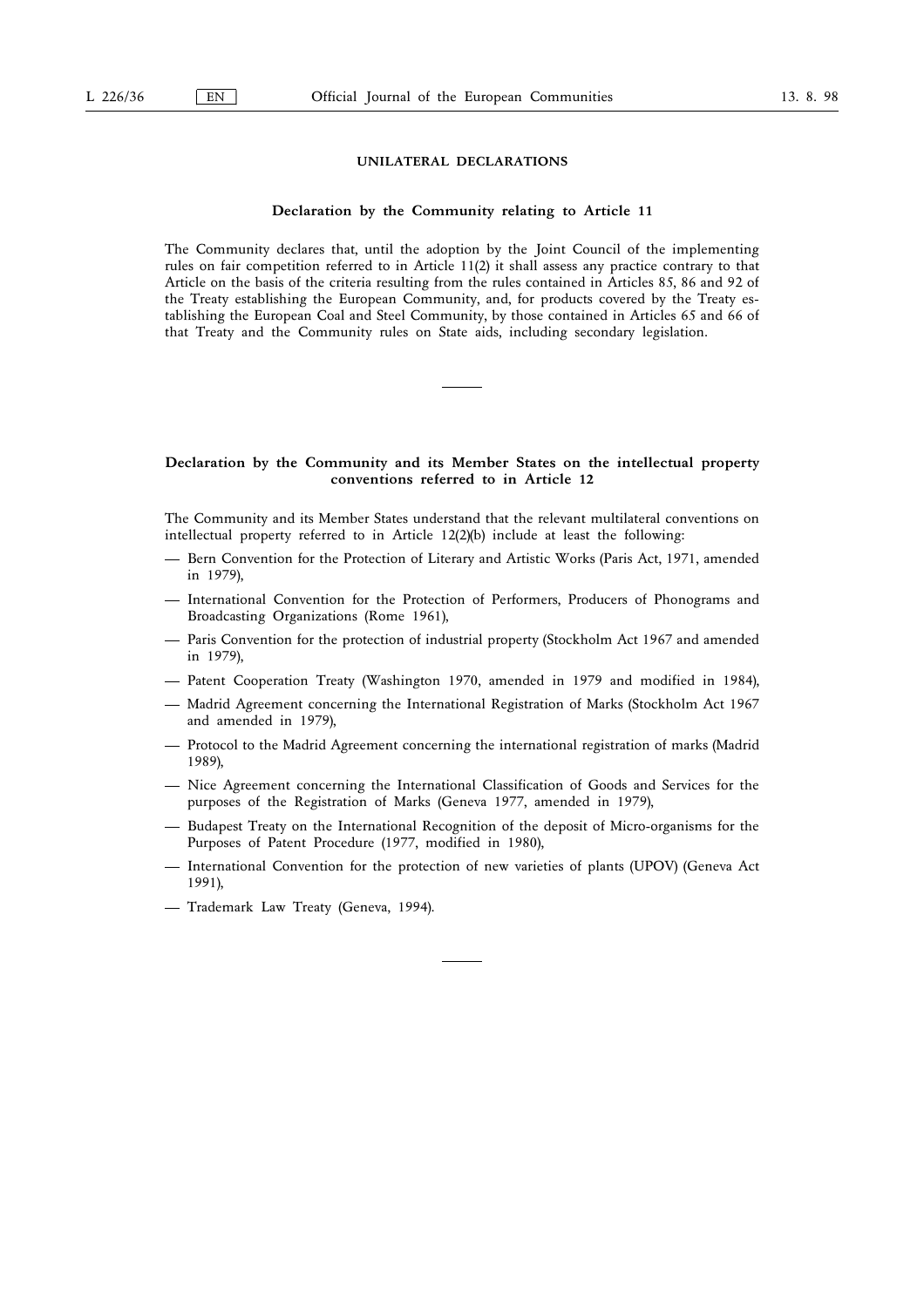## UNILATERAL DECLARATIONS

### Declaration by the Community relating to Article 11

The Community declares that, until the adoption by the Joint Council of the implementing rules on fair competition referred to in Article 11(2) it shall assess any practice contrary to that Article on the basis of the criteria resulting from the rules contained in Articles 85, 86 and 92 of the Treaty establishing the European Community, and, for products covered by the Treaty establishing the European Coal and Steel Community, by those contained in Articles 65 and 66 of that Treaty and the Community rules on State aids, including secondary legislation.

### Declaration by the Community and its Member States on the intellectual property conventions referred to in Article 12

The Community and its Member States understand that the relevant multilateral conventions on intellectual property referred to in Article 12(2)(b) include at least the following:

- Bern Convention for the Protection of Literary and Artistic Works (Paris Act, 1971, amended in 1979),
- International Convention for the Protection of Performers, Producers of Phonograms and Broadcasting Organizations (Rome 1961),
- Paris Convention for the protection of industrial property (Stockholm Act 1967 and amended in 1979),
- Patent Cooperation Treaty (Washington 1970, amended in 1979 and modified in 1984),
- Madrid Agreement concerning the International Registration of Marks (Stockholm Act 1967 and amended in 1979),
- Protocol to the Madrid Agreement concerning the international registration of marks (Madrid 1989),
- Nice Agreement concerning the International Classification of Goods and Services for the purposes of the Registration of Marks (Geneva 1977, amended in 1979),
- Budapest Treaty on the International Recognition of the deposit of Micro-organisms for the Purposes of Patent Procedure (1977, modified in 1980),
- International Convention for the protection of new varieties of plants (UPOV) (Geneva Act 1991),
- Trademark Law Treaty (Geneva, 1994).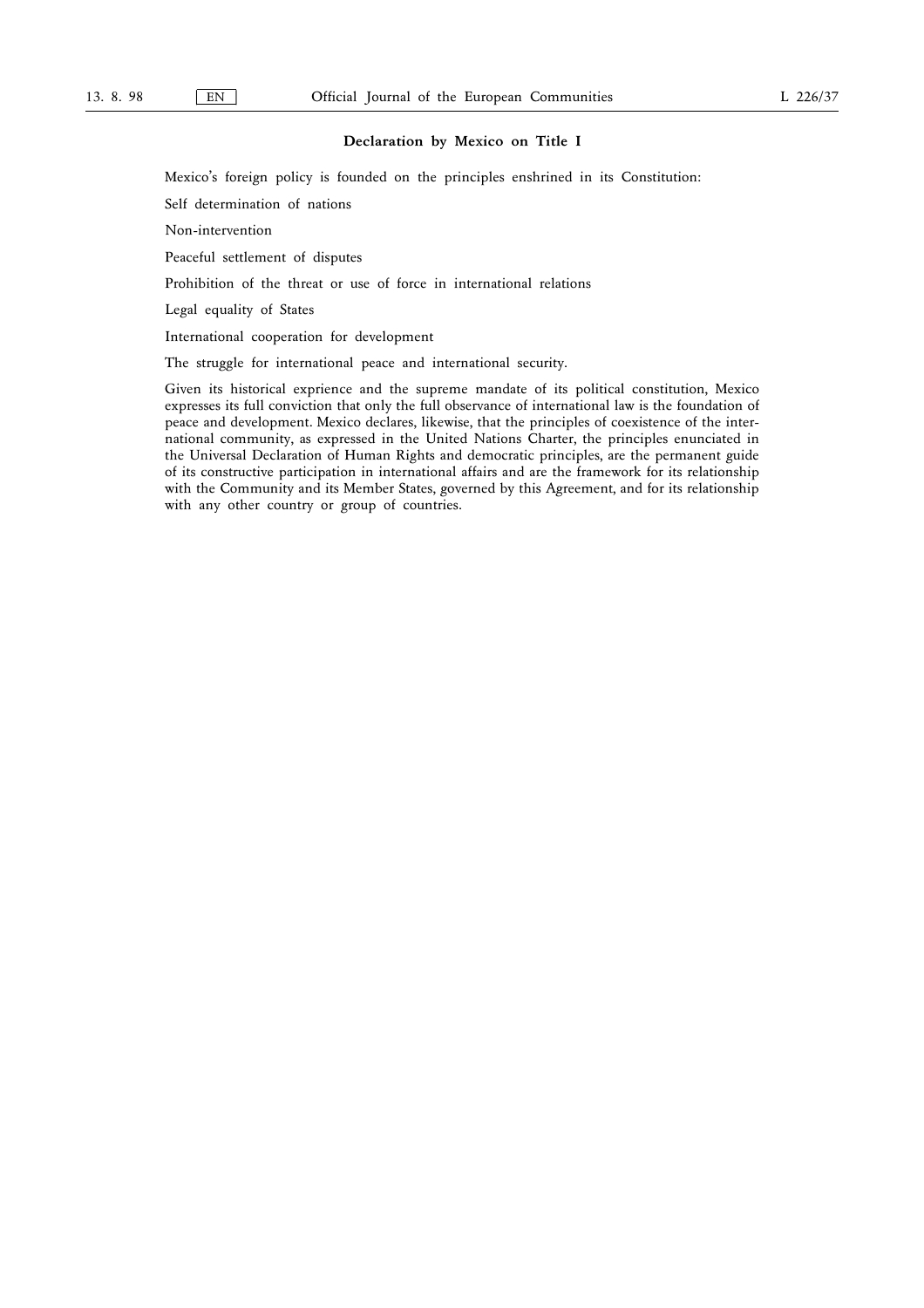## Declaration by Mexico on Title I

Mexico's foreign policy is founded on the principles enshrined in its Constitution:

Self determination of nations

Non-intervention

Peaceful settlement of disputes

Prohibition of the threat or use of force in international relations

Legal equality of States

International cooperation for development

The struggle for international peace and international security.

Given its historical exprience and the supreme mandate of its political constitution, Mexico expresses its full conviction that only the full observance of international law is the foundation of peace and development. Mexico declares, likewise, that the principles of coexistence of the international community, as expressed in the United Nations Charter, the principles enunciated in the Universal Declaration of Human Rights and democratic principles, are the permanent guide of its constructive participation in international affairs and are the framework for its relationship with the Community and its Member States, governed by this Agreement, and for its relationship with any other country or group of countries.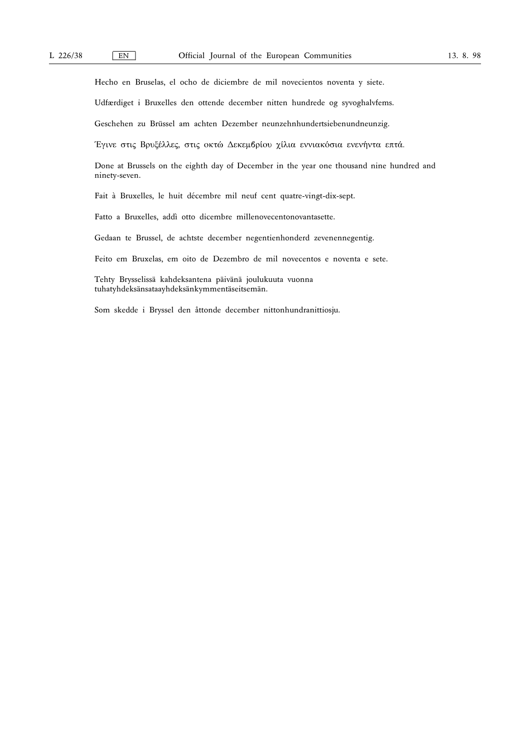Hecho en Bruselas, el ocho de diciembre de mil novecientos noventa y siete.

Udfærdiget i Bruxelles den ottende december nitten hundrede og syvoghalvfems.

Geschehen zu Brüssel am achten Dezember neunzehnhundertsiebenundneunzig.

Έγινε στις Βρυξέλλες, στις οκτώ Δεκεμβρίου χίλια εννιακόσια ενενήντα επτά.

Done at Brussels on the eighth day of December in the year one thousand nine hundred and ninety-seven.

Fait à Bruxelles, le huit décembre mil neuf cent quatre-vingt-dix-sept.

Fatto a Bruxelles, addì otto dicembre millenovecentonovantasette.

Gedaan te Brussel, de achtste december negentienhonderd zevenennegentig.

Feito em Bruxelas, em oito de Dezembro de mil novecentos e noventa e sete.

Tehty Brysselissä kahdeksantena päivänä joulukuuta vuonna tuhatyhdeksänsataayhdeksänkymmentäseitsemän.

Som skedde i Bryssel den åttonde december nittonhundranittiosju.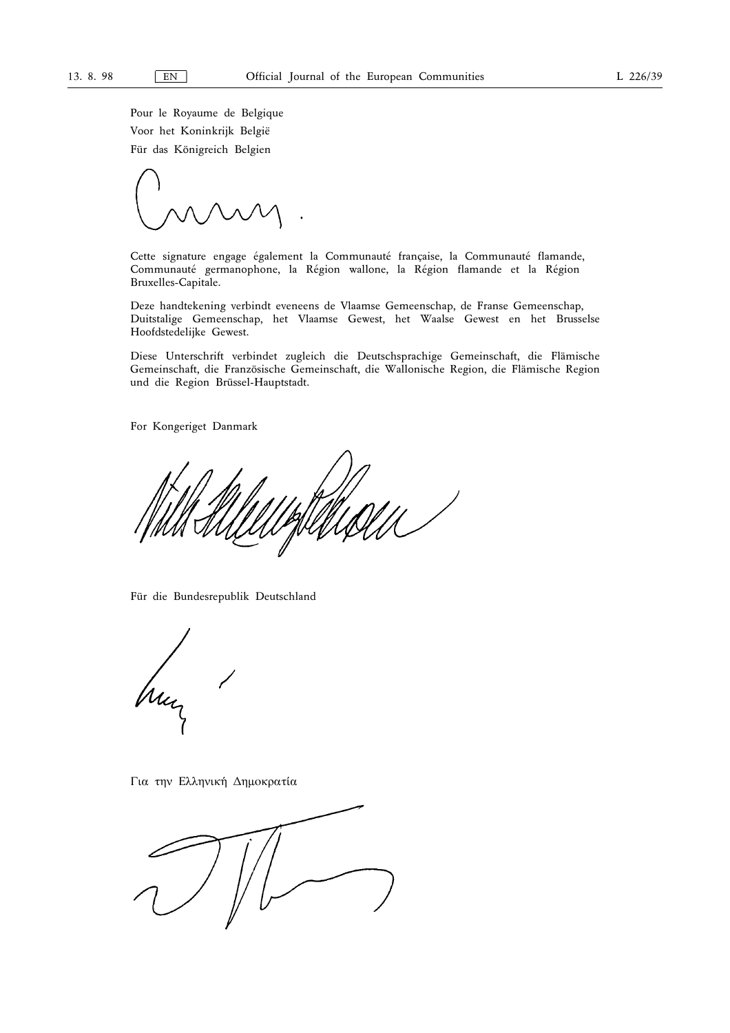Pour le Royaume de Belgique

Voor het Koninkrijk België

Für das Königreich Belgien

Cette signature engage également la Communauté française, la Communauté flamande, Communauté germanophone, la Région wallone, la Région flamande et la Région Bruxelles-Capitale.

Deze handtekening verbindt eveneens de Vlaamse Gemeenschap, de Franse Gemeenschap, Duitstalige Gemeenschap, het Vlaamse Gewest, het Waalse Gewest en het Brusselse Hoofdstedelijke Gewest.

Diese Unterschrift verbindet zugleich die Deutschsprachige Gemeinschaft, die Flämische Gemeinschaft, die Französische Gemeinschaft, die Wallonische Region, die Flämische Region und die Region Brüssel-Hauptstadt.

For Kongeriget Danmark

Für die Bundesrepublik Deutschland

Για την Ελληνική Δημοκρατία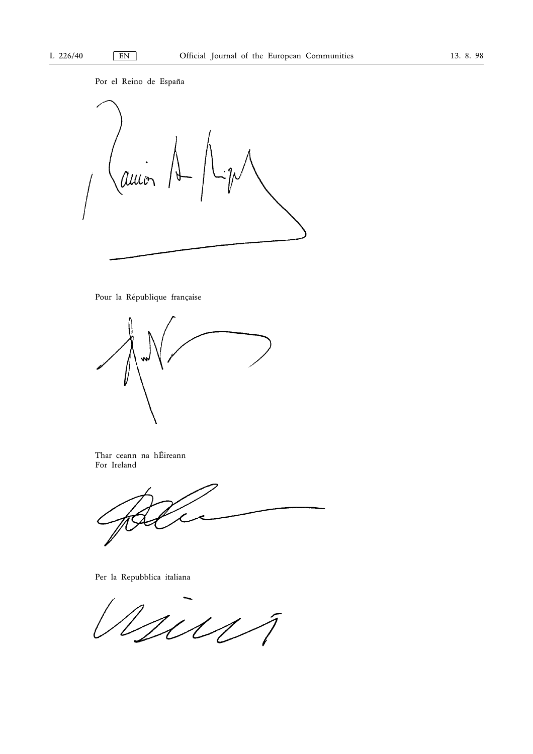Por el Reino de España

Pour la République française

Thar ceann na hÉireann
For Ireland

Per la Repubblica italiana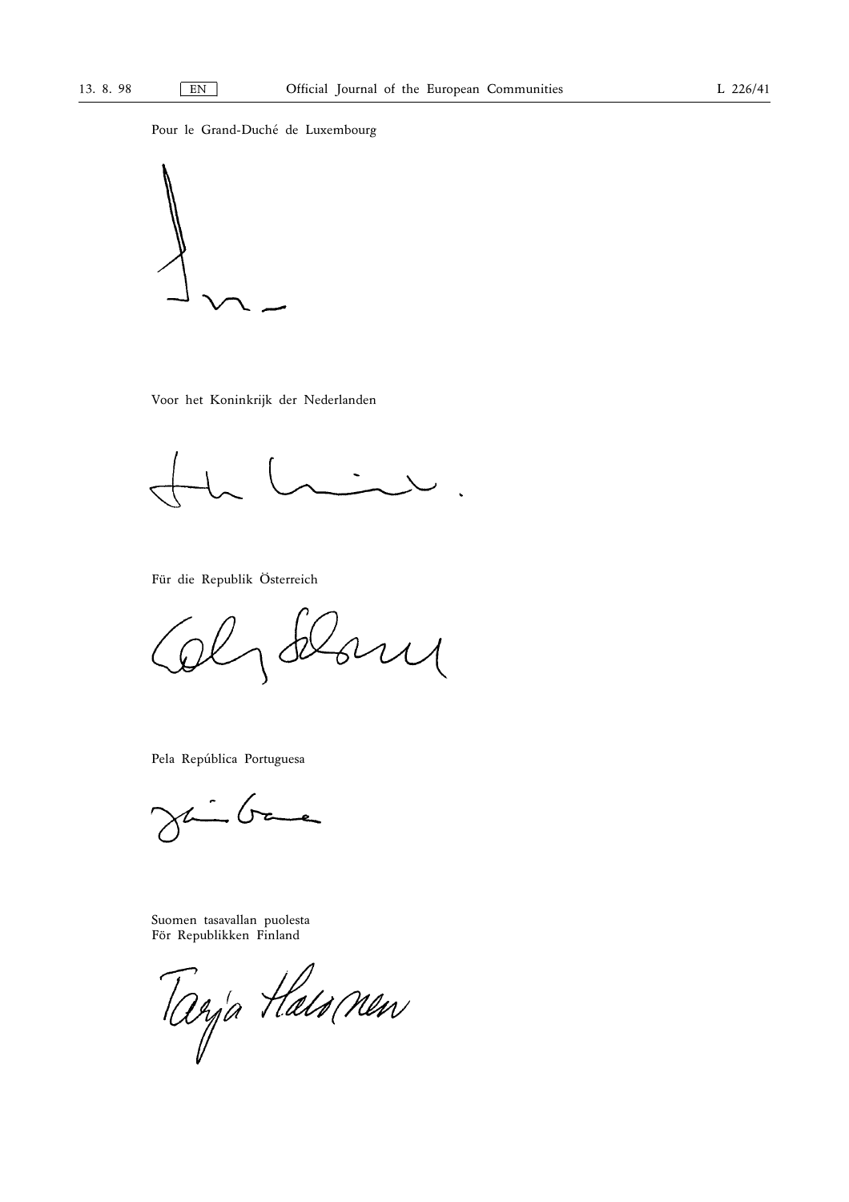Pour le Grand-Duché de Luxembourg

Voor het Koninkrijk der Nederlanden

Für die Republik Österreich

Pela República Portuguesa

Suomen tasavallan puolesta
För Republikken Finland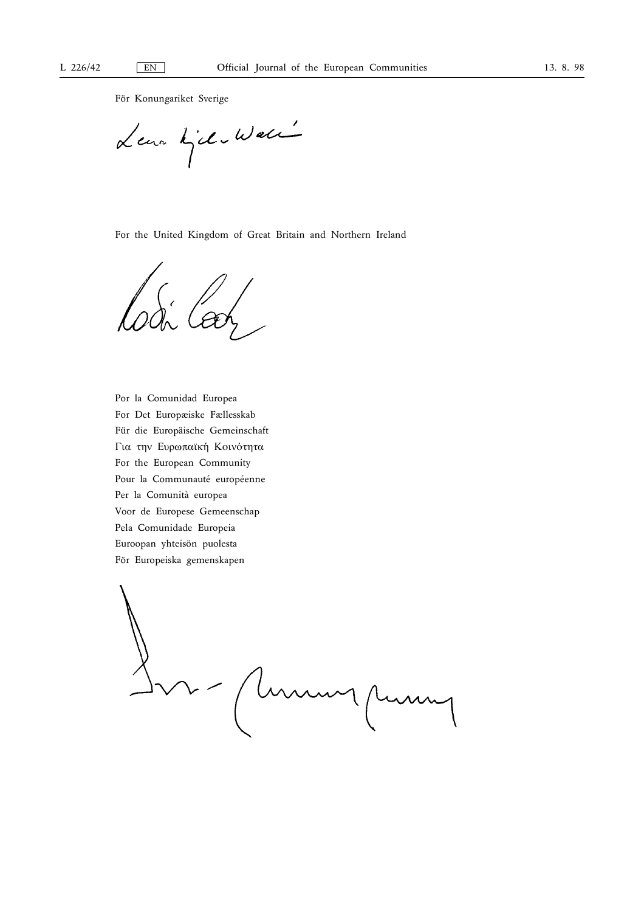För Konungariket Sverige

For the United Kingdom of Great Britain and Northern Ireland

Por la Comunidad Europea
For Det Europæiske Fællesskab
Für die Europäische Gemeinschaft
Για την Ευρωπαϊκή Κοινότητα
For the European Community
Pour la Communauté européenne
Per la Comunità europea
Voor de Europese Gemeenschap
Pela Comunidade Europeia
Euroopan yhteisön puolesta
För Europeiska gemenskapen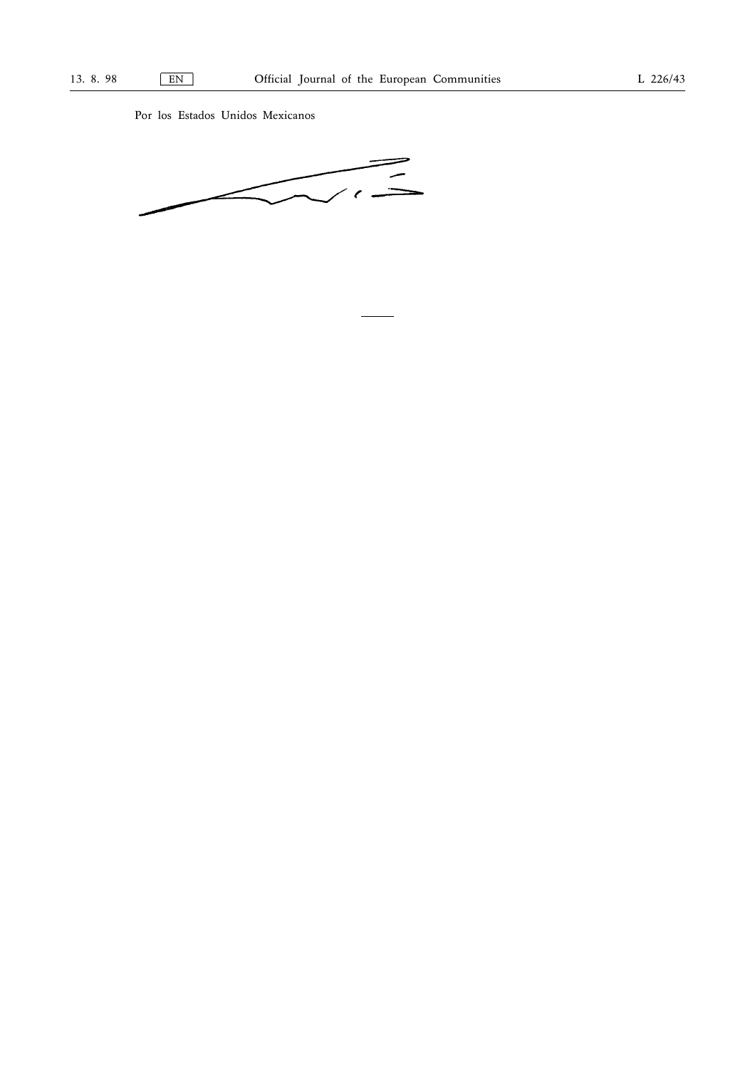Por los Estados Unidos Mexicanos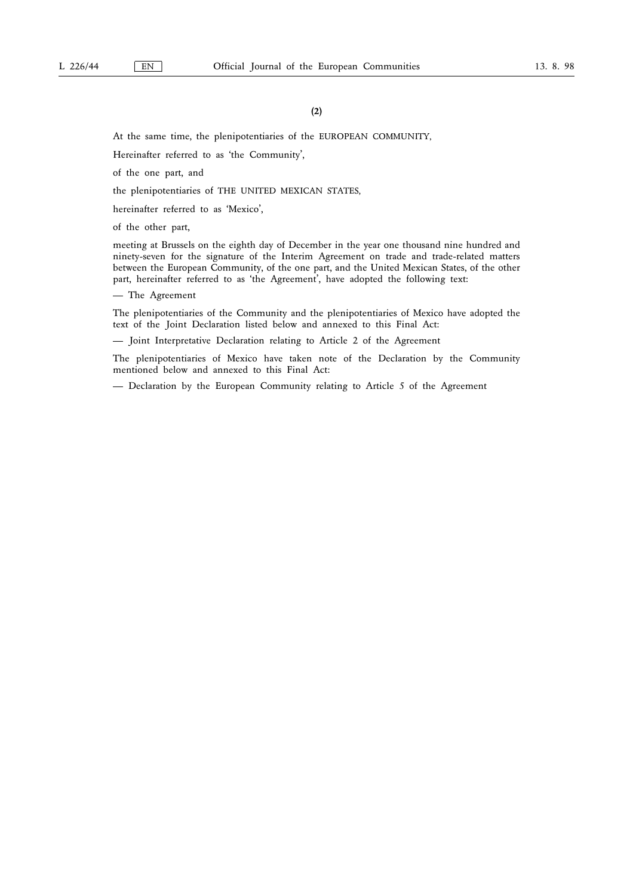(2)

At the same time, the plenipotentiaries of the EUROPEAN COMMUNITY,

Hereinafter referred to as 'the Community',

of the one part, and

the plenipotentiaries of THE UNITED MEXICAN STATES,

hereinafter referred to as 'Mexico',

of the other part,

meeting at Brussels on the eighth day of December in the year one thousand nine hundred and ninety-seven for the signature of the Interim Agreement on trade and trade-related matters between the European Community, of the one part, and the United Mexican States, of the other part, hereinafter referred to as 'the Agreement', have adopted the following text:

— The Agreement

The plenipotentiaries of the Community and the plenipotentiaries of Mexico have adopted the text of the Joint Declaration listed below and annexed to this Final Act:

— Joint Interpretative Declaration relating to Article 2 of the Agreement

The plenipotentiaries of Mexico have taken note of the Declaration by the Community mentioned below and annexed to this Final Act:

— Declaration by the European Community relating to Article 5 of the Agreement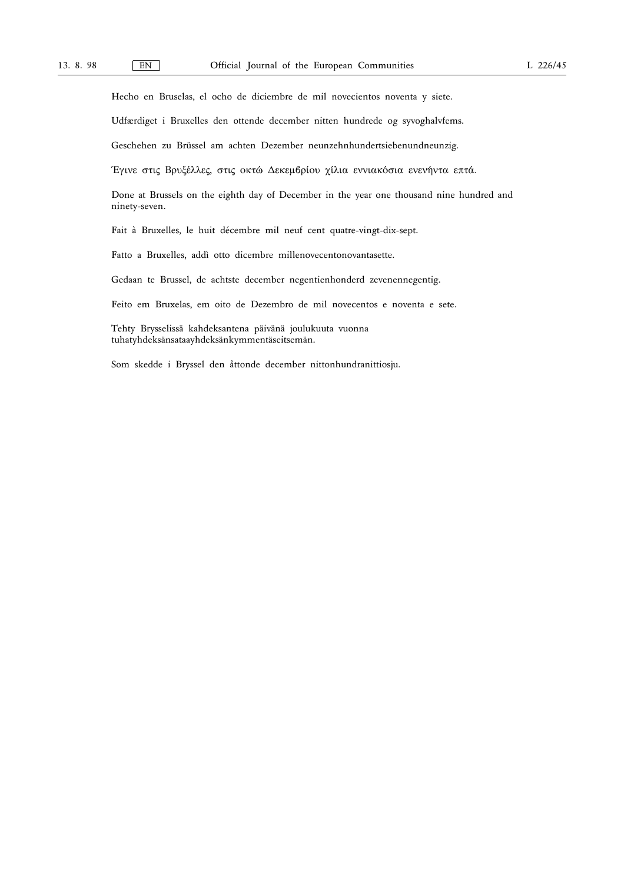Hecho en Bruselas, el ocho de diciembre de mil novecientos noventa y siete.

Udfærdiget i Bruxelles den ottende december nitten hundrede og syvoghalvfems.

Geschehen zu Brüssel am achten Dezember neunzehnhundertsiebenundneunzig.

Έγινε στις Βρυξέλλες, στις οκτώ Δεκεμβρίου χίλια εννιακόσια ενενήντα επτά.

Done at Brussels on the eighth day of December in the year one thousand nine hundred and ninety-seven.

Fait à Bruxelles, le huit décembre mil neuf cent quatre-vingt-dix-sept.

Fatto a Bruxelles, addì otto dicembre millenovecentonovantasette.

Gedaan te Brussel, de achtste december negentienhonderd zevenennegentig.

Feito em Bruxelas, em oito de Dezembro de mil novecentos e noventa e sete.

Tehty Brysselissä kahdeksantena päivänä joulukuuta vuonna tuhatyhdeksänsataayhdeksänkymmentäseitsemän.

Som skedde i Bryssel den åttonde december nittonhundranittiosju.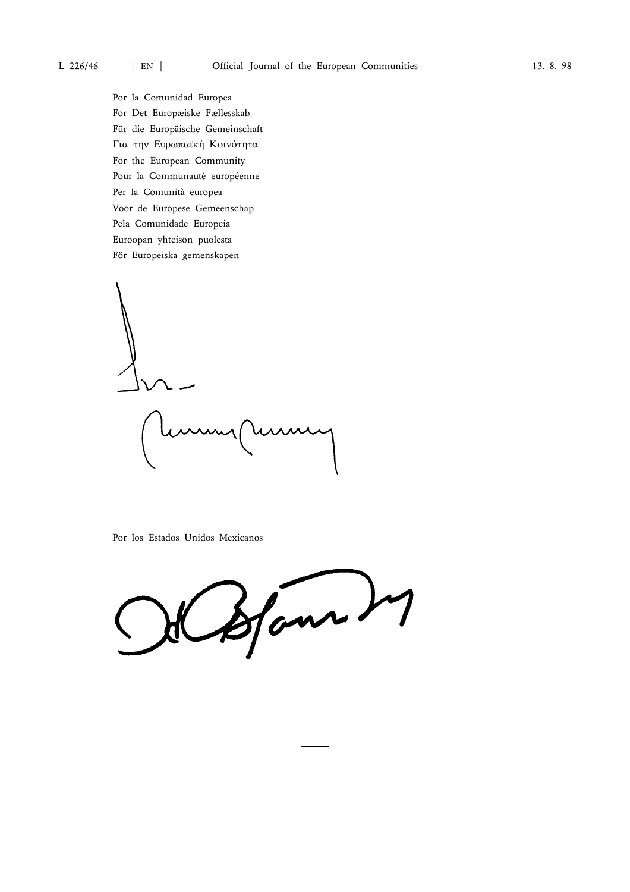Por la Comunidad Europea
For Det Europæiske Fællesskab
Für die Europäische Gemeinschaft
Για την Ευρωπαϊκή Κοινότητα
For the European Community
Pour la Communauté européenne
Per la Comunità europea
Voor de Europese Gemeenschap
Pela Comunidade Europeia
Euroopan yhteisön puolesta
För Europeiska gemenskapen

Por los Estados Unidos Mexicanos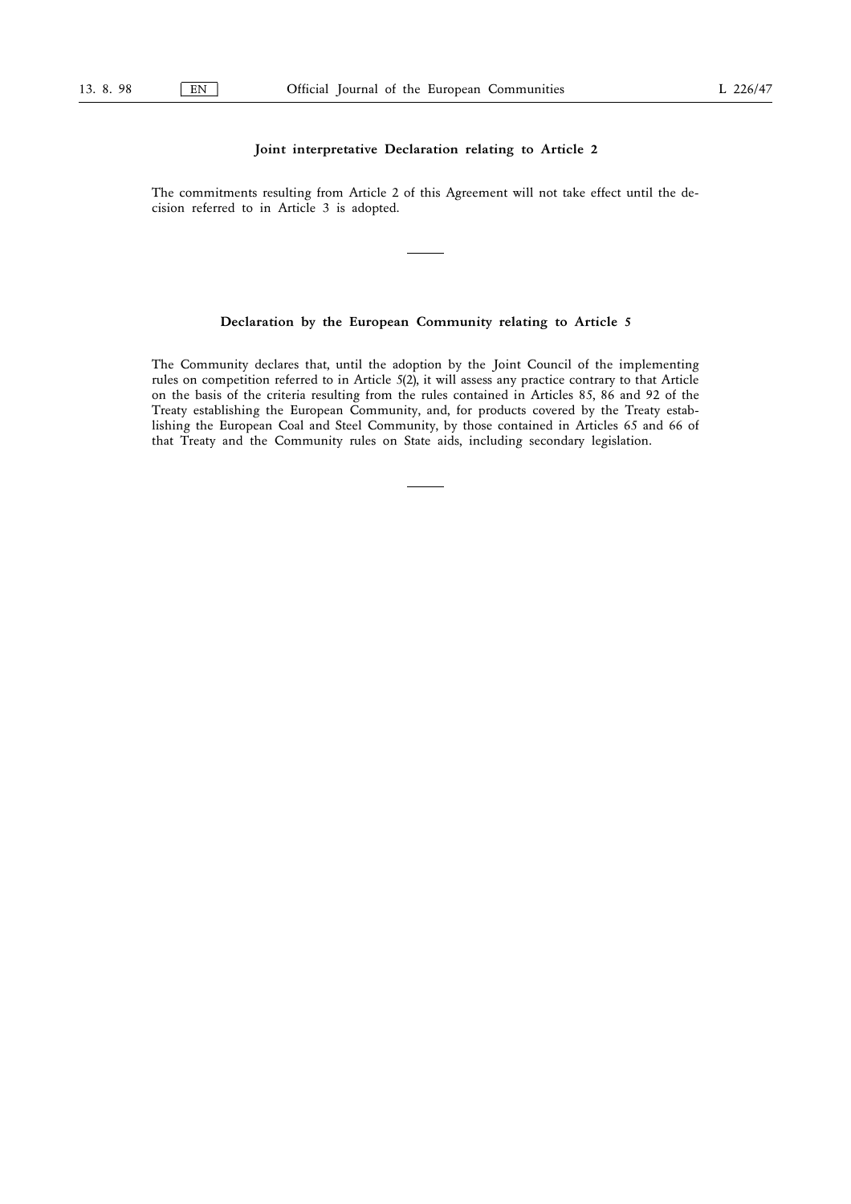**Joint interpretative Declaration relating to Article 2**

The commitments resulting from Article 2 of this Agreement will not take effect until the decision referred to in Article 3 is adopted.

---

**Declaration by the European Community relating to Article 5**

The Community declares that, until the adoption by the Joint Council of the implementing rules on competition referred to in Article 5(2), it will assess any practice contrary to that Article on the basis of the criteria resulting from the rules contained in Articles 85, 86 and 92 of the Treaty establishing the European Community, and, for products covered by the Treaty establishing the European Coal and Steel Community, by those contained in Articles 65 and 66 of that Treaty and the Community rules on State aids, including secondary legislation.

---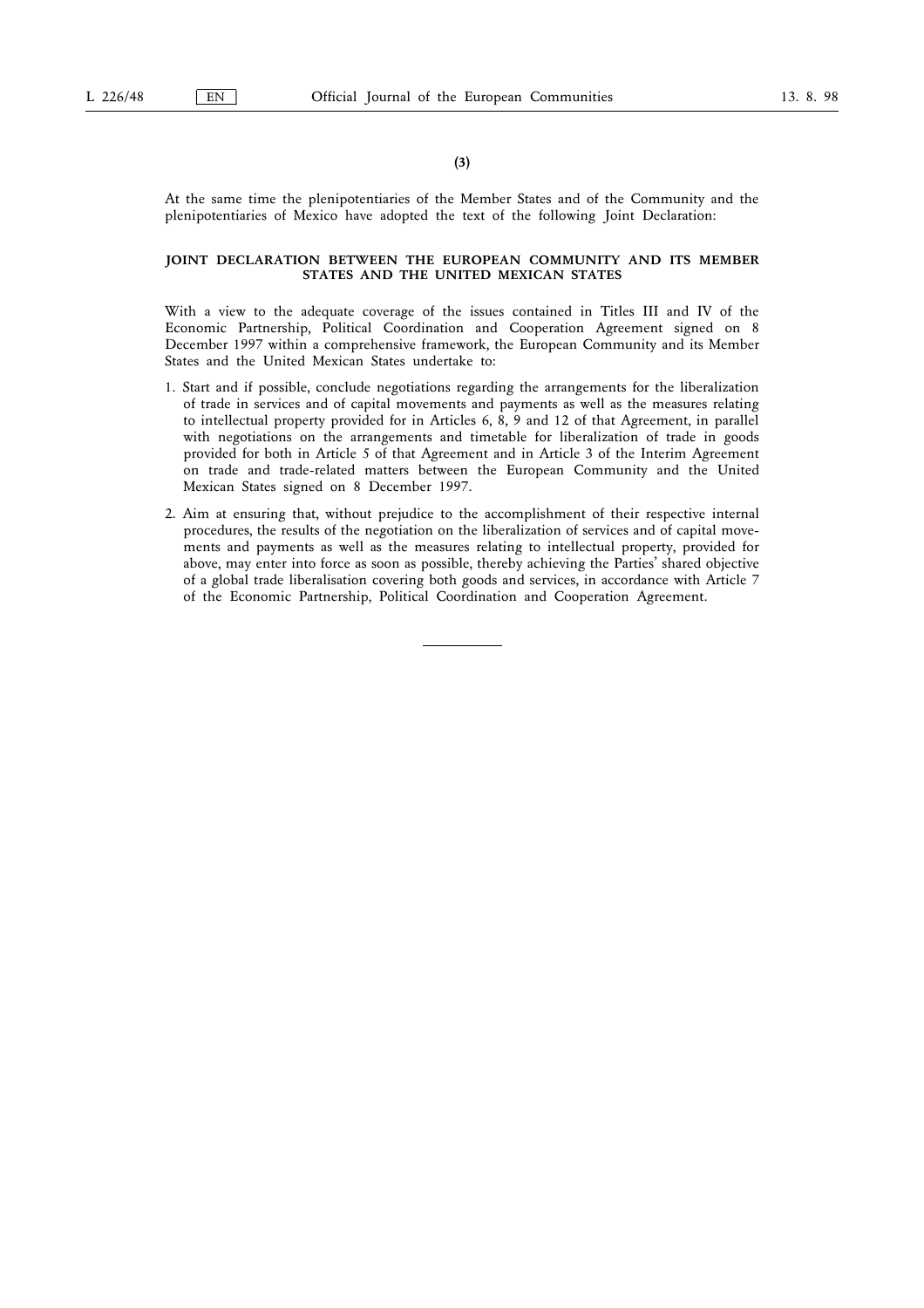(3)

At the same time the plenipotentiaries of the Member States and of the Community and the plenipotentiaries of Mexico have adopted the text of the following Joint Declaration:

**JOINT DECLARATION BETWEEN THE EUROPEAN COMMUNITY AND ITS MEMBER STATES AND THE UNITED MEXICAN STATES**

With a view to the adequate coverage of the issues contained in Titles III and IV of the Economic Partnership, Political Coordination and Cooperation Agreement signed on 8 December 1997 within a comprehensive framework, the European Community and its Member States and the United Mexican States undertake to:

1. Start and if possible, conclude negotiations regarding the arrangements for the liberalization of trade in services and of capital movements and payments as well as the measures relating to intellectual property provided for in Articles 6, 8, 9 and 12 of that Agreement, in parallel with negotiations on the arrangements and timetable for liberalization of trade in goods provided for both in Article 5 of that Agreement and in Article 3 of the Interim Agreement on trade and trade-related matters between the European Community and the United Mexican States signed on 8 December 1997.

2. Aim at ensuring that, without prejudice to the accomplishment of their respective internal procedures, the results of the negotiation on the liberalization of services and of capital movements and payments as well as the measures relating to intellectual property, provided for above, may enter into force as soon as possible, thereby achieving the Parties' shared objective of a global trade liberalisation covering both goods and services, in accordance with Article 7 of the Economic Partnership, Political Coordination and Cooperation Agreement.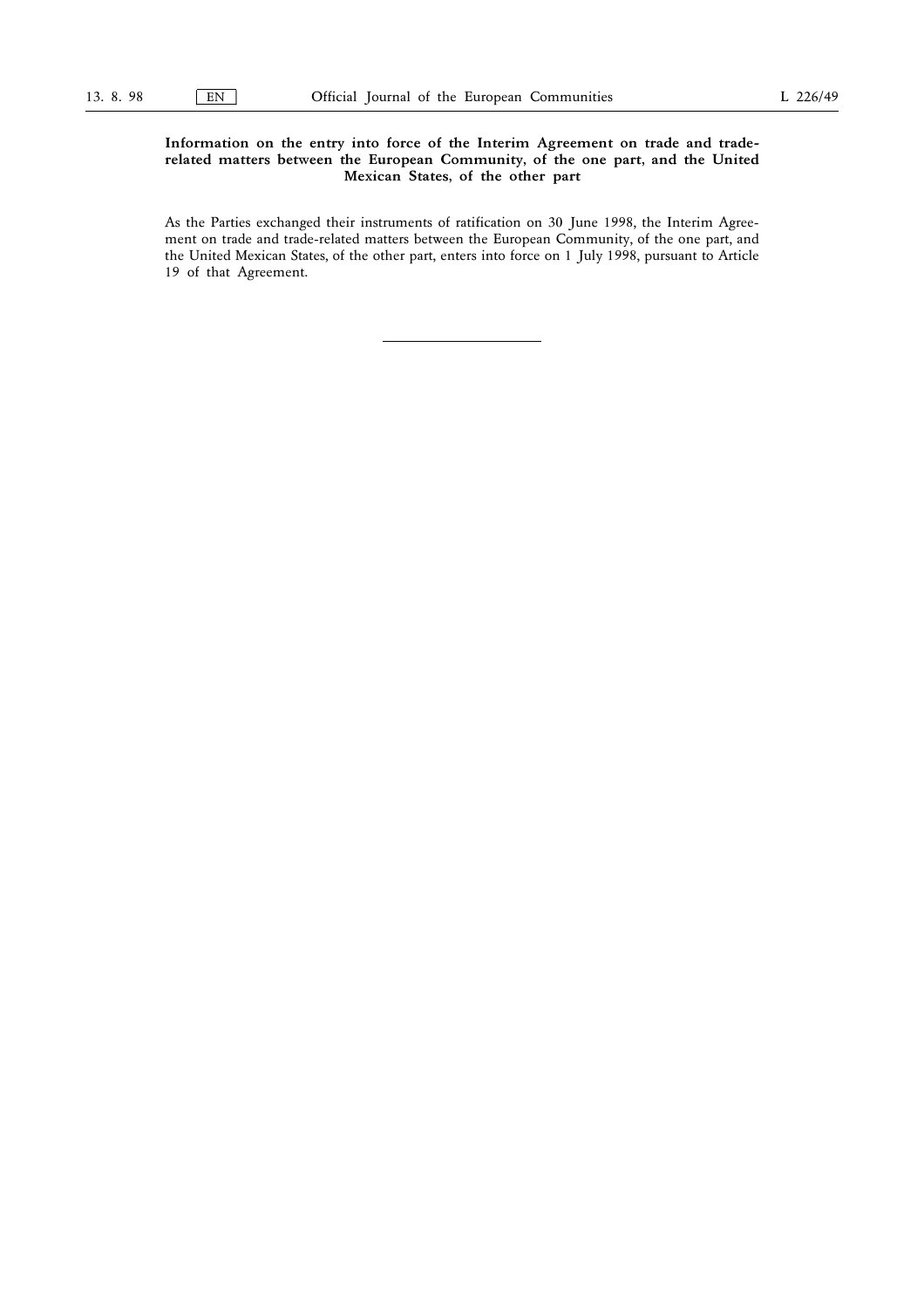**Information on the entry into force of the Interim Agreement on trade and trade-related matters between the European Community, of the one part, and the United Mexican States, of the other part**

As the Parties exchanged their instruments of ratification on 30 June 1998, the Interim Agreement on trade and trade-related matters between the European Community, of the one part, and the United Mexican States, of the other part, enters into force on 1 July 1998, pursuant to Article 19 of that Agreement.